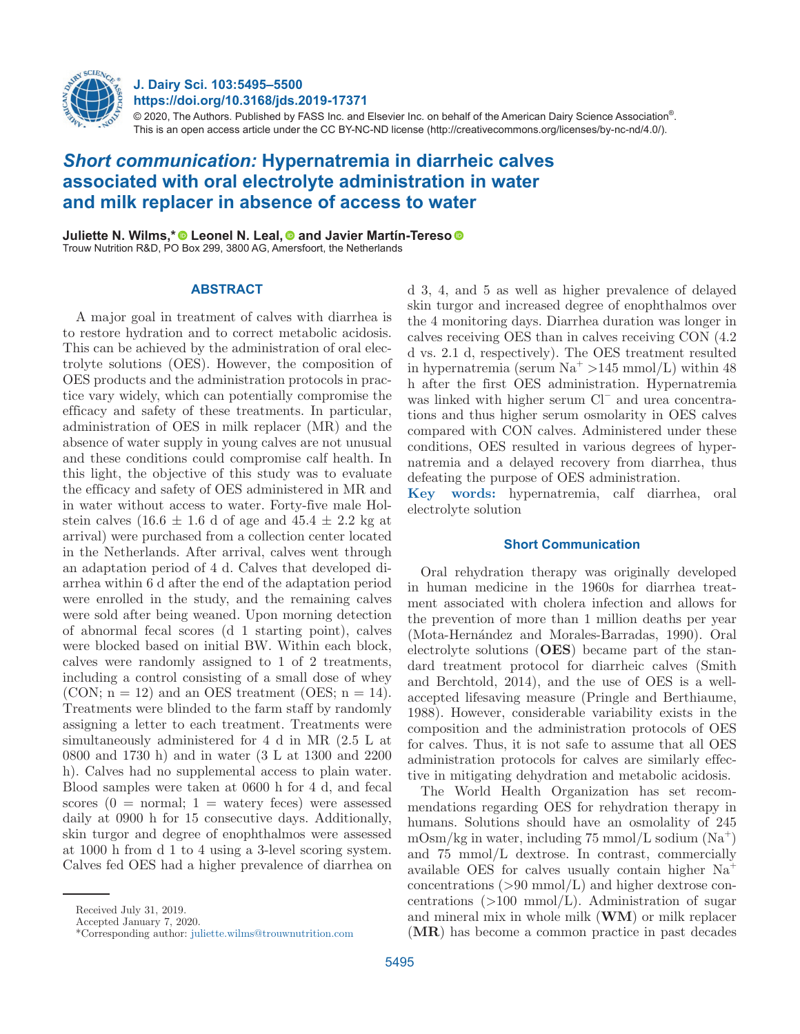# *Short communication:* Hypernatremia in diarrheic calves associated with oral electrolyte administration in water and milk replacer in absence of access to water

**Juliette N. Wilms,\* Leonel N. Leal, and Javier Martín-Tereso**
Trouw Nutrition R&D, PO Box 299, 3800 AG, Amersfoort, the Netherlands

## ABSTRACT

A major goal in treatment of calves with diarrhea is to restore hydration and to correct metabolic acidosis. This can be achieved by the administration of oral electrolyte solutions (OES). However, the composition of OES products and the administration protocols in practice vary widely, which can potentially compromise the efficacy and safety of these treatments. In particular, administration of OES in milk replacer (MR) and the absence of water supply in young calves are not unusual and these conditions could compromise calf health. In this light, the objective of this study was to evaluate the efficacy and safety of OES administered in MR and in water without access to water. Forty-five male Holstein calves (16.6 ± 1.6 d of age and 45.4 ± 2.2 kg at arrival) were purchased from a collection center located in the Netherlands. After arrival, calves went through an adaptation period of 4 d. Calves that developed diarrhea within 6 d after the end of the adaptation period were enrolled in the study, and the remaining calves were sold after being weaned. Upon morning detection of abnormal fecal scores (d 1 starting point), calves were blocked based on initial BW. Within each block, calves were randomly assigned to 1 of 2 treatments, including a control consisting of a small dose of whey (CON; n = 12) and an OES treatment (OES; n = 14). Treatments were blinded to the farm staff by randomly assigning a letter to each treatment. Treatments were simultaneously administered for 4 d in MR (2.5 L at 0800 and 1730 h) and in water (3 L at 1300 and 2200 h). Calves had no supplemental access to plain water. Blood samples were taken at 0600 h for 4 d, and fecal scores (0 = normal; 1 = watery feces) were assessed daily at 0900 h for 15 consecutive days. Additionally, skin turgor and degree of enophthalmos were assessed at 1000 h from d 1 to 4 using a 3-level scoring system. Calves fed OES had a higher prevalence of diarrhea on d 3, 4, and 5 as well as higher prevalence of delayed skin turgor and increased degree of enophthalmos over the 4 monitoring days. Diarrhea duration was longer in calves receiving OES than in calves receiving CON (4.2 d vs. 2.1 d, respectively). The OES treatment resulted in hypernatremia (serum $Na^+$ >145 mmol/L) within 48 h after the first OES administration. Hypernatremia was linked with higher serum $Cl^-$ and urea concentrations and thus higher serum osmolarity in OES calves compared with CON calves. Administered under these conditions, OES resulted in various degrees of hypernatremia and a delayed recovery from diarrhea, thus defeating the purpose of OES administration.

**Key words:** hypernatremia, calf diarrhea, oral electrolyte solution

## Short Communication

Oral rehydration therapy was originally developed in human medicine in the 1960s for diarrhea treatment associated with cholera infection and allows for the prevention of more than 1 million deaths per year (Mota-Hernández and Morales-Barradas, 1990). Oral electrolyte solutions (**OES**) became part of the standard treatment protocol for diarrheic calves (Smith and Berchtold, 2014), and the use of OES is a well-accepted lifesaving measure (Pringle and Berthiaume, 1988). However, considerable variability exists in the composition and the administration protocols of OES for calves. Thus, it is not safe to assume that all OES administration protocols for calves are similarly effective in mitigating dehydration and metabolic acidosis.

The World Health Organization has set recommendations regarding OES for rehydration therapy in humans. Solutions should have an osmolality of 245 mOsm/kg in water, including 75 mmol/L sodium ($Na^+$) and 75 mmol/L dextrose. In contrast, commercially available OES for calves usually contain higher $Na^+$ concentrations (>90 mmol/L) and higher dextrose concentrations (>100 mmol/L). Administration of sugar and mineral mix in whole milk (**WM**) or milk replacer (**MR**) has become a common practice in past decades

---

Received July 31, 2019.
Accepted January 7, 2020.
\*Corresponding author: juliette.wilms@trouwnutrition.com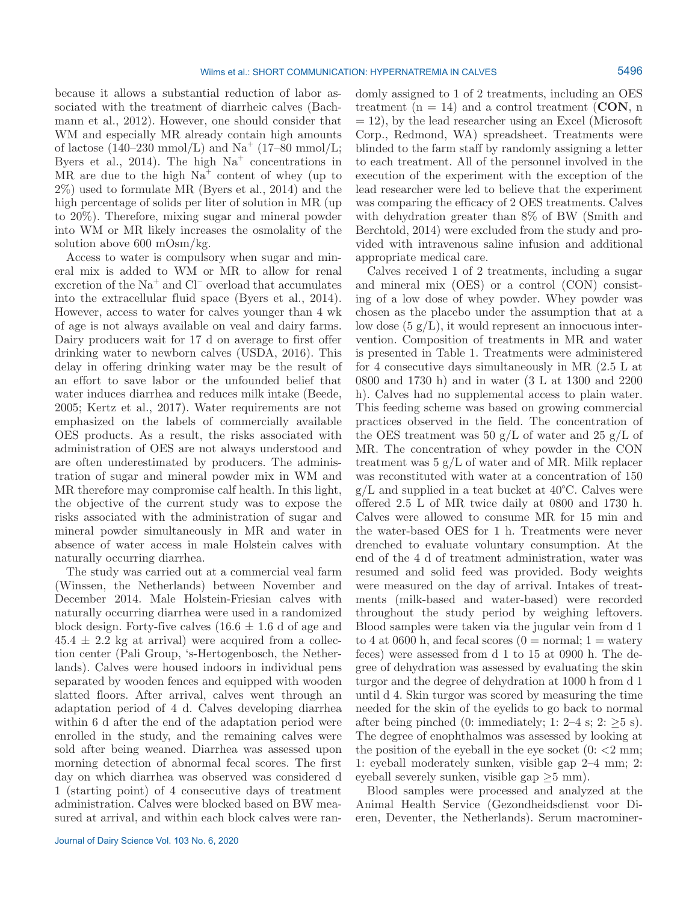because it allows a substantial reduction of labor associated with the treatment of diarrheic calves (Bachmann et al., 2012). However, one should consider that WM and especially MR already contain high amounts of lactose (140–230 mmol/L) and $Na^+$ (17–80 mmol/L; Byers et al., 2014). The high $Na^+$ concentrations in MR are due to the high $Na^+$ content of whey (up to 2%) used to formulate MR (Byers et al., 2014) and the high percentage of solids per liter of solution in MR (up to 20%). Therefore, mixing sugar and mineral powder into WM or MR likely increases the osmolality of the solution above 600 mOsm/kg.

Access to water is compulsory when sugar and mineral mix is added to WM or MR to allow for renal excretion of the $Na^+$ and $Cl^-$ overload that accumulates into the extracellular fluid space (Byers et al., 2014). However, access to water for calves younger than 4 wk of age is not always available on veal and dairy farms. Dairy producers wait for 17 d on average to first offer drinking water to newborn calves (USDA, 2016). This delay in offering drinking water may be the result of an effort to save labor or the unfounded belief that water induces diarrhea and reduces milk intake (Beede, 2005; Kertz et al., 2017). Water requirements are not emphasized on the labels of commercially available OES products. As a result, the risks associated with administration of OES are not always understood and are often underestimated by producers. The administration of sugar and mineral powder mix in WM and MR therefore may compromise calf health. In this light, the objective of the current study was to expose the risks associated with the administration of sugar and mineral powder simultaneously in MR and water in absence of water access in male Holstein calves with naturally occurring diarrhea.

The study was carried out at a commercial veal farm (Winssen, the Netherlands) between November and December 2014. Male Holstein-Friesian calves with naturally occurring diarrhea were used in a randomized block design. Forty-five calves (16.6 ± 1.6 d of age and 45.4 ± 2.2 kg at arrival) were acquired from a collection center (Pali Group, 's-Hertogenbosch, the Netherlands). Calves were housed indoors in individual pens separated by wooden fences and equipped with wooden slatted floors. After arrival, calves went through an adaptation period of 4 d. Calves developing diarrhea within 6 d after the end of the adaptation period were enrolled in the study, and the remaining calves were sold after being weaned. Diarrhea was assessed upon morning detection of abnormal fecal scores. The first day on which diarrhea was observed was considered d 1 (starting point) of 4 consecutive days of treatment administration. Calves were blocked based on BW measured at arrival, and within each block calves were randomly assigned to 1 of 2 treatments, including an OES treatment (n = 14) and a control treatment (**CON**, n = 12), by the lead researcher using an Excel (Microsoft Corp., Redmond, WA) spreadsheet. Treatments were blinded to the farm staff by randomly assigning a letter to each treatment. All of the personnel involved in the execution of the experiment with the exception of the lead researcher were led to believe that the experiment was comparing the efficacy of 2 OES treatments. Calves with dehydration greater than 8% of BW (Smith and Berchtold, 2014) were excluded from the study and provided with intravenous saline infusion and additional appropriate medical care.

Calves received 1 of 2 treatments, including a sugar and mineral mix (OES) or a control (CON) consisting of a low dose of whey powder. Whey powder was chosen as the placebo under the assumption that at a low dose (5 g/L), it would represent an innocuous intervention. Composition of treatments in MR and water is presented in Table 1. Treatments were administered for 4 consecutive days simultaneously in MR (2.5 L at 0800 and 1730 h) and in water (3 L at 1300 and 2200 h). Calves had no supplemental access to plain water. This feeding scheme was based on growing commercial practices observed in the field. The concentration of the OES treatment was 50 g/L of water and 25 g/L of MR. The concentration of whey powder in the CON treatment was 5 g/L of water and of MR. Milk replacer was reconstituted with water at a concentration of 150 g/L and supplied in a teat bucket at 40°C. Calves were offered 2.5 L of MR twice daily at 0800 and 1730 h. Calves were allowed to consume MR for 15 min and the water-based OES for 1 h. Treatments were never drenched to evaluate voluntary consumption. At the end of the 4 d of treatment administration, water was resumed and solid feed was provided. Body weights were measured on the day of arrival. Intakes of treatments (milk-based and water-based) were recorded throughout the study period by weighing leftovers. Blood samples were taken via the jugular vein from d 1 to 4 at 0600 h, and fecal scores (0 = normal; 1 = watery feces) were assessed from d 1 to 15 at 0900 h. The degree of dehydration was assessed by evaluating the skin turgor and the degree of dehydration at 1000 h from d 1 until d 4. Skin turgor was scored by measuring the time needed for the skin of the eyelids to go back to normal after being pinched (0: immediately; 1: 2–4 s; 2: ≥5 s). The degree of enophthalmos was assessed by looking at the position of the eyeball in the eye socket (0: <2 mm; 1: eyeball moderately sunken, visible gap 2–4 mm; 2: eyeball severely sunken, visible gap ≥5 mm).

Blood samples were processed and analyzed at the Animal Health Service (Gezondheidsdienst voor Dieren, Deventer, the Netherlands). Serum macrominer-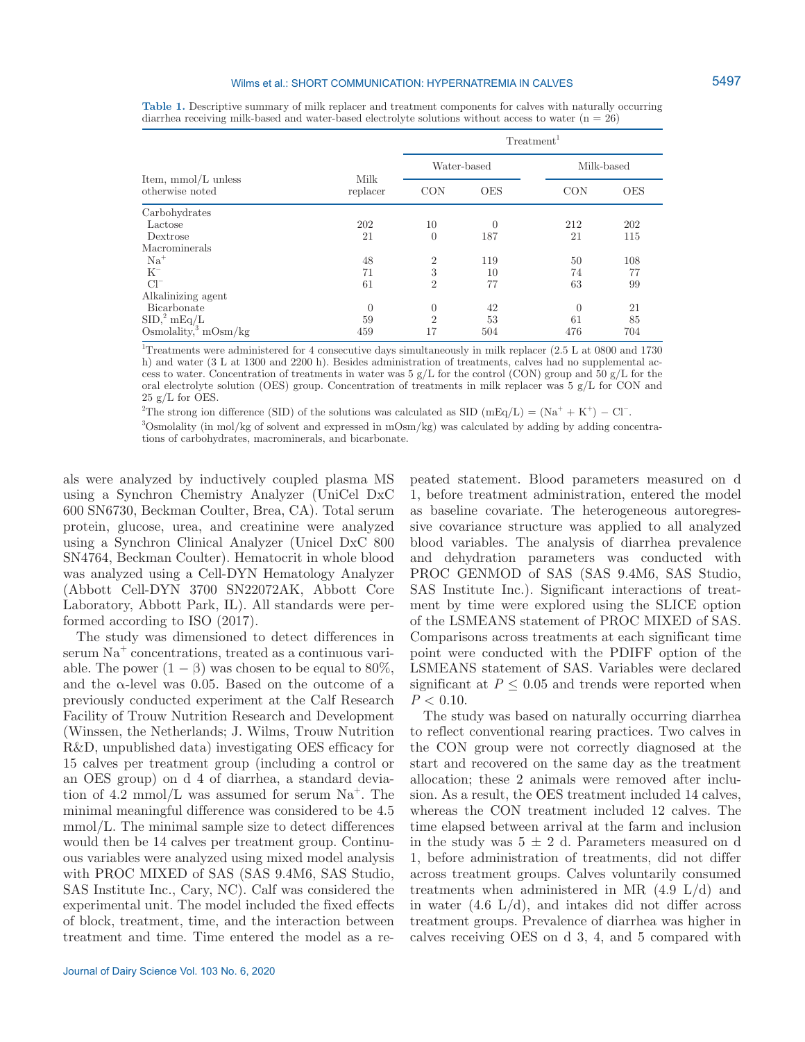**Table 1.** Descriptive summary of milk replacer and treatment components for calves with naturally occurring diarrhea receiving milk-based and water-based electrolyte solutions without access to water (n = 26)

| Item, mmol/L unless otherwise noted | Milk replacer | Treatment[1] | | | |
|---|---|---|---|---|---|
| | | Water-based | | Milk-based | |
| | | CON | OES | CON | OES |
| Carbohydrates | | | | | |
| Lactose | 202 | 10 | 0 | 212 | 202 |
| Dextrose | 21 | 0 | 187 | 21 | 115 |
| Macrominerals | | | | | |
| $Na^+$ | 48 | 2 | 119 | 50 | 108 |
| $K^-$ | 71 | 3 | 10 | 74 | 77 |
| $Cl^-$ | 61 | 2 | 77 | 63 | 99 |
| Alkalinizing agent | | | | | |
| Bicarbonate | 0 | 0 | 42 | 0 | 21 |
| SID,[2] mEq/L | 59 | 2 | 53 | 61 | 85 |
| Osmolality,[3] mOsm/kg | 459 | 17 | 504 | 476 | 704 |

[1]Treatments were administered for 4 consecutive days simultaneously in milk replacer (2.5 L at 0800 and 1730 h) and water (3 L at 1300 and 2200 h). Besides administration of treatments, calves had no supplemental access to water. Concentration of treatments in water was 5 g/L for the control (CON) group and 50 g/L for the oral electrolyte solution (OES) group. Concentration of treatments in milk replacer was 5 g/L for CON and 25 g/L for OES.

[2]The strong ion difference (SID) of the solutions was calculated as SID (mEq/L) = ($Na^+$ + $K^+$) − $Cl^-$.

[3]Osmolality (in mol/kg of solvent and expressed in mOsm/kg) was calculated by adding by adding concentrations of carbohydrates, macrominerals, and bicarbonate.

als were analyzed by inductively coupled plasma MS using a Synchron Chemistry Analyzer (UniCel DxC 600 SN6730, Beckman Coulter, Brea, CA). Total serum protein, glucose, urea, and creatinine were analyzed using a Synchron Clinical Analyzer (Unicel DxC 800 SN4764, Beckman Coulter). Hematocrit in whole blood was analyzed using a Cell-DYN Hematology Analyzer (Abbott Cell-DYN 3700 SN22072AK, Abbott Core Laboratory, Abbott Park, IL). All standards were performed according to ISO (2017).

The study was dimensioned to detect differences in serum $Na^+$ concentrations, treated as a continuous variable. The power ($1 - \beta$) was chosen to be equal to 80%, and the $\alpha$-level was 0.05. Based on the outcome of a previously conducted experiment at the Calf Research Facility of Trouw Nutrition Research and Development (Winssen, the Netherlands; J. Wilms, Trouw Nutrition R&D, unpublished data) investigating OES efficacy for 15 calves per treatment group (including a control or an OES group) on d 4 of diarrhea, a standard deviation of 4.2 mmol/L was assumed for serum $Na^+$. The minimal meaningful difference was considered to be 4.5 mmol/L. The minimal sample size to detect differences would then be 14 calves per treatment group. Continuous variables were analyzed using mixed model analysis with PROC MIXED of SAS (SAS 9.4M6, SAS Studio, SAS Institute Inc., Cary, NC). Calf was considered the experimental unit. The model included the fixed effects of block, treatment, time, and the interaction between treatment and time. Time entered the model as a repeated statement. Blood parameters measured on d 1, before treatment administration, entered the model as baseline covariate. The heterogeneous autoregressive covariance structure was applied to all analyzed blood variables. The analysis of diarrhea prevalence and dehydration parameters was conducted with PROC GENMOD of SAS (SAS 9.4M6, SAS Studio, SAS Institute Inc.). Significant interactions of treatment by time were explored using the SLICE option of the LSMEANS statement of PROC MIXED of SAS. Comparisons across treatments at each significant time point were conducted with the PDIFF option of the LSMEANS statement of SAS. Variables were declared significant at $P \leq 0.05$ and trends were reported when $P < 0.10$.

The study was based on naturally occurring diarrhea to reflect conventional rearing practices. Two calves in the CON group were not correctly diagnosed at the start and recovered on the same day as the treatment allocation; these 2 animals were removed after inclusion. As a result, the OES treatment included 14 calves, whereas the CON treatment included 12 calves. The time elapsed between arrival at the farm and inclusion in the study was 5 ± 2 d. Parameters measured on d 1, before administration of treatments, did not differ across treatment groups. Calves voluntarily consumed treatments when administered in MR (4.9 L/d) and in water (4.6 L/d), and intakes did not differ across treatment groups. Prevalence of diarrhea was higher in calves receiving OES on d 3, 4, and 5 compared with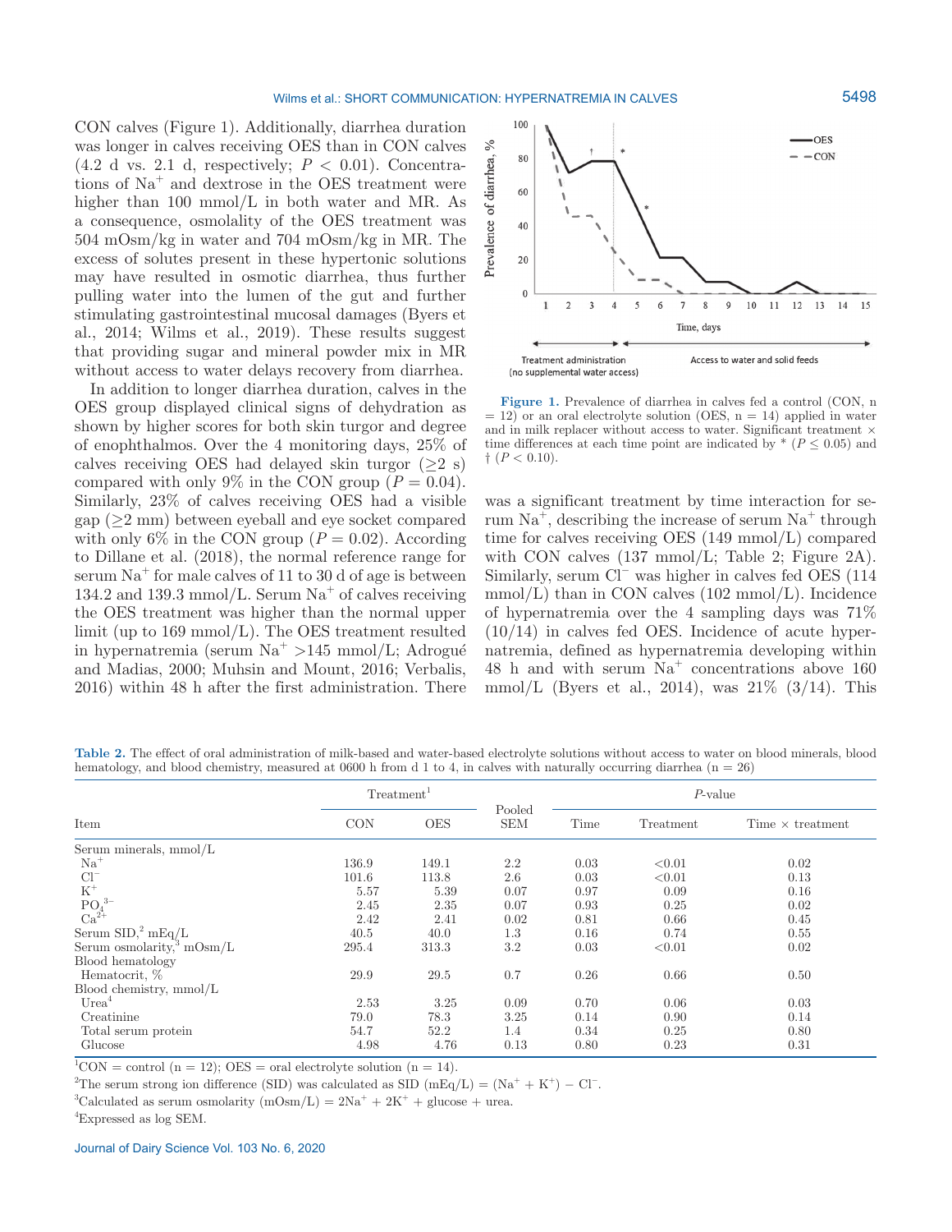CON calves (Figure 1). Additionally, diarrhea duration was longer in calves receiving OES than in CON calves (4.2 d vs. 2.1 d, respectively; $P < 0.01$). Concentrations of $Na^+$ and dextrose in the OES treatment were higher than 100 mmol/L in both water and MR. As a consequence, osmolality of the OES treatment was 504 mOsm/kg in water and 704 mOsm/kg in MR. The excess of solutes present in these hypertonic solutions may have resulted in osmotic diarrhea, thus further pulling water into the lumen of the gut and further stimulating gastrointestinal mucosal damages (Byers et al., 2014; Wilms et al., 2019). These results suggest that providing sugar and mineral powder mix in MR without access to water delays recovery from diarrhea.

In addition to longer diarrhea duration, calves in the OES group displayed clinical signs of dehydration as shown by higher scores for both skin turgor and degree of enophthalmos. Over the 4 monitoring days, 25% of calves receiving OES had delayed skin turgor (≥2 s) compared with only 9% in the CON group ($P = 0.04$). Similarly, 23% of calves receiving OES had a visible gap (≥2 mm) between eyeball and eye socket compared with only 6% in the CON group ($P = 0.02$). According to Dillane et al. (2018), the normal reference range for serum $Na^+$ for male calves of 11 to 30 d of age is between 134.2 and 139.3 mmol/L. Serum $Na^+$ of calves receiving the OES treatment was higher than the normal upper limit (up to 169 mmol/L). The OES treatment resulted in hypernatremia (serum $Na^+$ >145 mmol/L; Adrogué and Madias, 2000; Muhsin and Mount, 2016; Verbalis, 2016) within 48 h after the first administration. There was a significant treatment by time interaction for serum $Na^+$, describing the increase of serum $Na^+$ through time for calves receiving OES (149 mmol/L) compared with CON calves (137 mmol/L; Table 2; Figure 2A). Similarly, serum $Cl^-$ was higher in calves fed OES (114 mmol/L) than in CON calves (102 mmol/L). Incidence of hypernatremia over the 4 sampling days was 71% (10/14) in calves fed OES. Incidence of acute hypernatremia, defined as hypernatremia developing within 48 h and with serum $Na^+$ concentrations above 160 mmol/L (Byers et al., 2014), was 21% (3/14). This

**Figure 1.** Prevalence of diarrhea in calves fed a control (CON, n = 12) or an oral electrolyte solution (OES, n = 14) applied in water and in milk replacer without access to water. Significant treatment × time differences at each time point are indicated by * ($P \leq 0.05$) and † ($P < 0.10$).

**Table 2.** The effect of oral administration of milk-based and water-based electrolyte solutions without access to water on blood minerals, blood hematology, and blood chemistry, measured at 0600 h from d 1 to 4, in calves with naturally occurring diarrhea (n = 26)

| Item | Treatment[1] | | Pooled SEM | *P*-value | | |
|---|---|---|---|---|---|---|
| | CON | OES | | Time | Treatment | Time × treatment |
| Serum minerals, mmol/L | | | | | | |
| $Na^+$ | 136.9 | 149.1 | 2.2 | 0.03 | <0.01 | 0.02 |
| $Cl^-$ | 101.6 | 113.8 | 2.6 | 0.03 | <0.01 | 0.13 |
| $K^+$ | 5.57 | 5.39 | 0.07 | 0.97 | 0.09 | 0.16 |
| $PO_4^{3-}$ | 2.45 | 2.35 | 0.07 | 0.93 | 0.25 | 0.02 |
| $Ca^{2+}$ | 2.42 | 2.41 | 0.02 | 0.81 | 0.66 | 0.45 |
| Serum SID,[2] mEq/L | 40.5 | 40.0 | 1.3 | 0.16 | 0.74 | 0.55 |
| Serum osmolarity,[3] mOsm/L | 295.4 | 313.3 | 3.2 | 0.03 | <0.01 | 0.02 |
| Blood hematology | | | | | | |
| Hematocrit, % | 29.9 | 29.5 | 0.7 | 0.26 | 0.66 | 0.50 |
| Blood chemistry, mmol/L | | | | | | |
| Urea[4] | 2.53 | 3.25 | 0.09 | 0.70 | 0.06 | 0.03 |
| Creatinine | 79.0 | 78.3 | 3.25 | 0.14 | 0.90 | 0.14 |
| Total serum protein | 54.7 | 52.2 | 1.4 | 0.34 | 0.25 | 0.80 |
| Glucose | 4.98 | 4.76 | 0.13 | 0.80 | 0.23 | 0.31 |

[1]CON = control (n = 12); OES = oral electrolyte solution (n = 14).

[2]The serum strong ion difference (SID) was calculated as SID (mEq/L) = ($Na^+$ + $K^+$) − $Cl^-$.

[3]Calculated as serum osmolarity (mOsm/L) = 2$Na^+$ + 2$K^+$ + glucose + urea.

[4]Expressed as log SEM.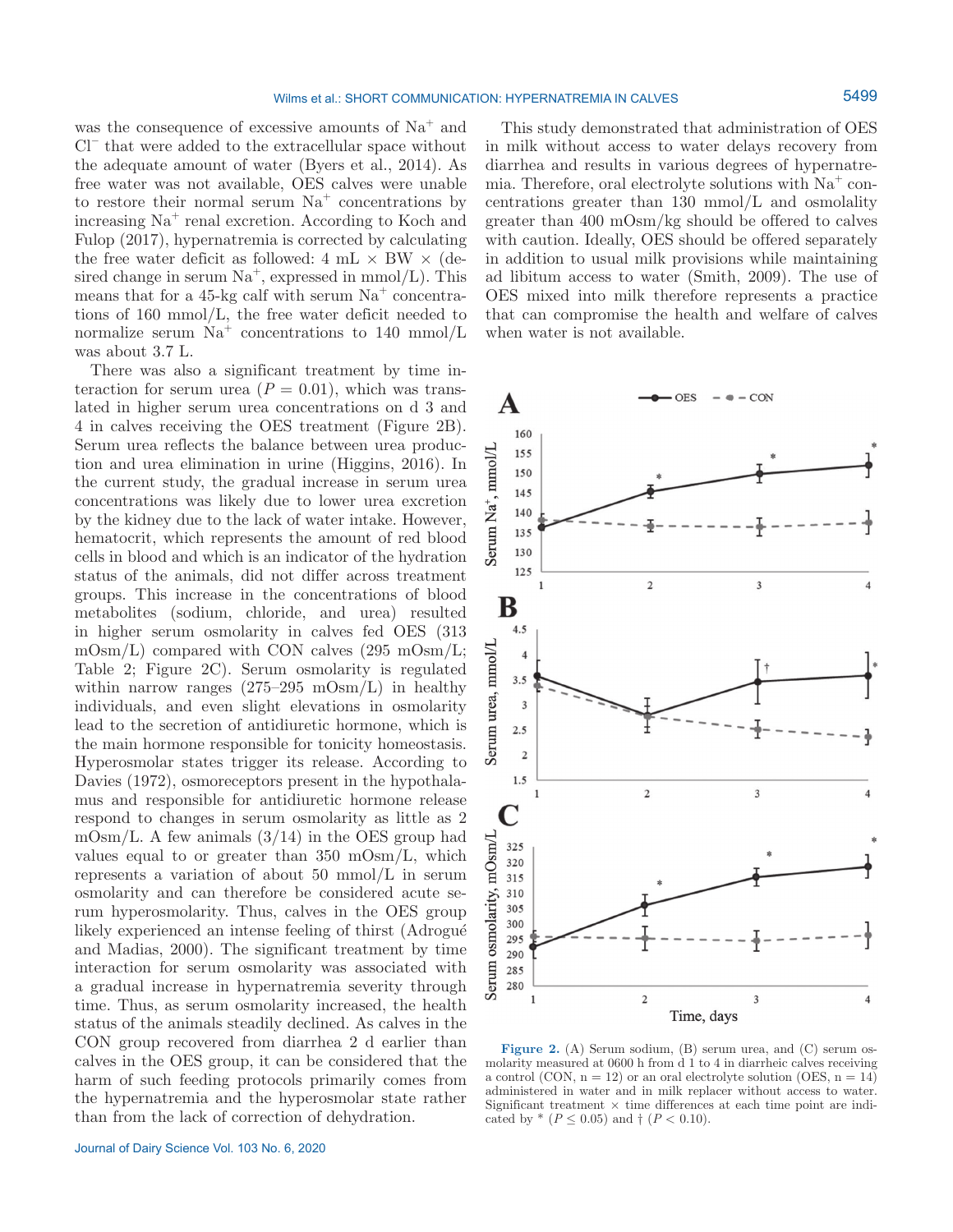was the consequence of excessive amounts of $Na^+$ and $Cl^-$ that were added to the extracellular space without the adequate amount of water (Byers et al., 2014). As free water was not available, OES calves were unable to restore their normal serum $Na^+$ concentrations by increasing $Na^+$ renal excretion. According to Koch and Fulop (2017), hypernatremia is corrected by calculating the free water deficit as followed: 4 mL × BW × (desired change in serum $Na^+$, expressed in mmol/L). This means that for a 45-kg calf with serum $Na^+$ concentrations of 160 mmol/L, the free water deficit needed to normalize serum $Na^+$ concentrations to 140 mmol/L was about 3.7 L.

There was also a significant treatment by time interaction for serum urea ($P = 0.01$), which was translated in higher serum urea concentrations on d 3 and 4 in calves receiving the OES treatment (Figure 2B). Serum urea reflects the balance between urea production and urea elimination in urine (Higgins, 2016). In the current study, the gradual increase in serum urea concentrations was likely due to lower urea excretion by the kidney due to the lack of water intake. However, hematocrit, which represents the amount of red blood cells in blood and which is an indicator of the hydration status of the animals, did not differ across treatment groups. This increase in the concentrations of blood metabolites (sodium, chloride, and urea) resulted in higher serum osmolarity in calves fed OES (313 mOsm/L) compared with CON calves (295 mOsm/L; Table 2; Figure 2C). Serum osmolarity is regulated within narrow ranges (275–295 mOsm/L) in healthy individuals, and even slight elevations in osmolarity lead to the secretion of antidiuretic hormone, which is the main hormone responsible for tonicity homeostasis. Hyperosmolar states trigger its release. According to Davies (1972), osmoreceptors present in the hypothalamus and responsible for antidiuretic hormone release respond to changes in serum osmolarity as little as 2 mOsm/L. A few animals (3/14) in the OES group had values equal to or greater than 350 mOsm/L, which represents a variation of about 50 mmol/L in serum osmolarity and can therefore be considered acute serum hyperosmolarity. Thus, calves in the OES group likely experienced an intense feeling of thirst (Adrogué and Madias, 2000). The significant treatment by time interaction for serum osmolarity was associated with a gradual increase in hypernatremia severity through time. Thus, as serum osmolarity increased, the health status of the animals steadily declined. As calves in the CON group recovered from diarrhea 2 d earlier than calves in the OES group, it can be considered that the harm of such feeding protocols primarily comes from the hypernatremia and the hyperosmolar state rather than from the lack of correction of dehydration.

This study demonstrated that administration of OES in milk without access to water delays recovery from diarrhea and results in various degrees of hypernatremia. Therefore, oral electrolyte solutions with $Na^+$ concentrations greater than 130 mmol/L and osmolality greater than 400 mOsm/kg should be offered to calves with caution. Ideally, OES should be offered separately in addition to usual milk provisions while maintaining ad libitum access to water (Smith, 2009). The use of OES mixed into milk therefore represents a practice that can compromise the health and welfare of calves when water is not available.

**Figure 2.** (A) Serum sodium, (B) serum urea, and (C) serum osmolarity measured at 0600 h from d 1 to 4 in diarrheic calves receiving a control (CON, n = 12) or an oral electrolyte solution (OES, n = 14) administered in water and in milk replacer without access to water. Significant treatment × time differences at each time point are indicated by * ($P \leq 0.05$) and † ($P < 0.10$).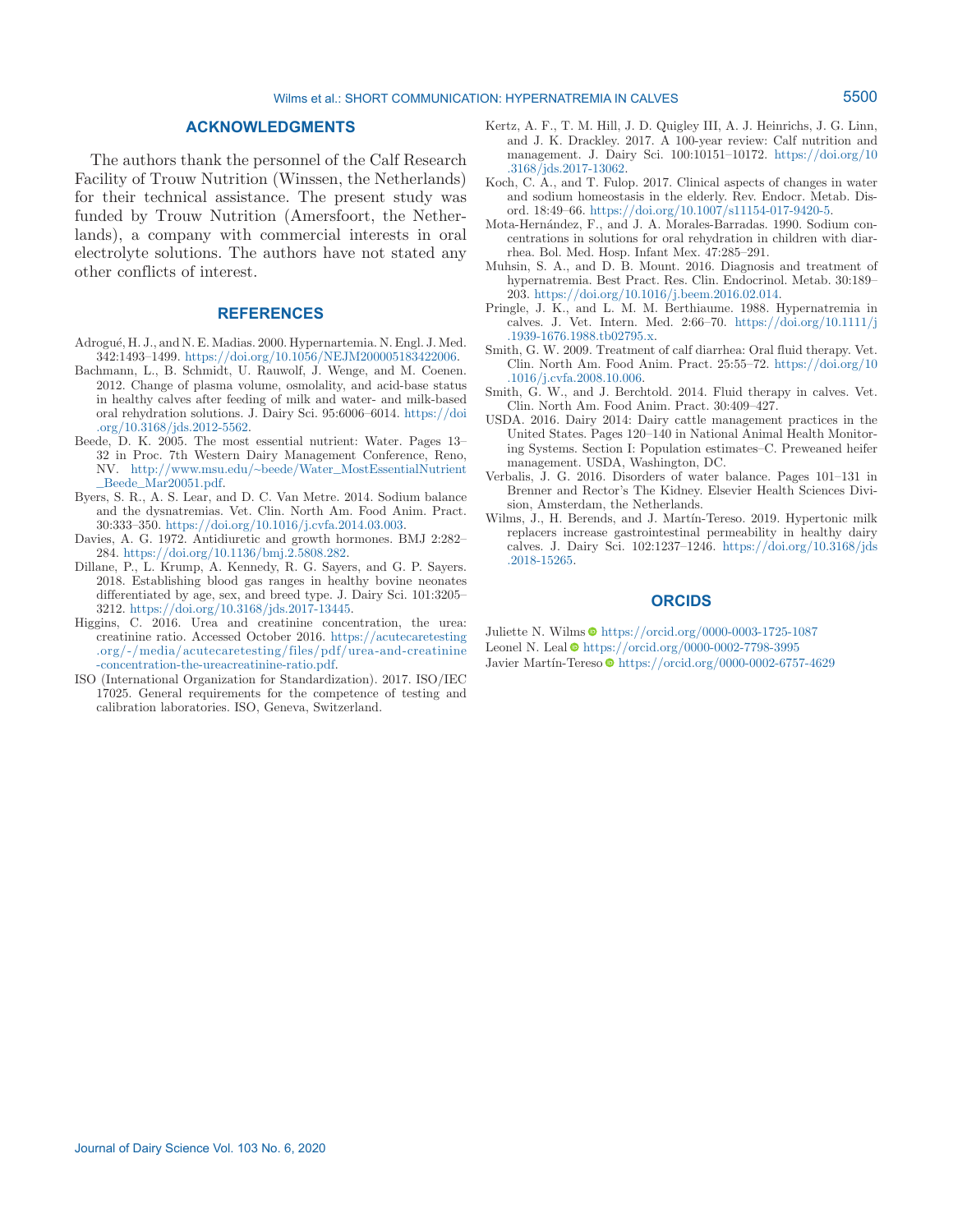## ACKNOWLEDGMENTS

The authors thank the personnel of the Calf Research Facility of Trouw Nutrition (Winssen, the Netherlands) for their technical assistance. The present study was funded by Trouw Nutrition (Amersfoort, the Netherlands), a company with commercial interests in oral electrolyte solutions. The authors have not stated any other conflicts of interest.

## REFERENCES

Adrogué, H. J., and N. E. Madias. 2000. Hypernartemia. N. Engl. J. Med. 342:1493–1499. https://doi.org/10.1056/NEJM200005183422006.

Bachmann, L., B. Schmidt, U. Rauwolf, J. Wenge, and M. Coenen. 2012. Change of plasma volume, osmolality, and acid-base status in healthy calves after feeding of milk and water- and milk-based oral rehydration solutions. J. Dairy Sci. 95:6006–6014. https://doi.org/10.3168/jds.2012-5562.

Beede, D. K. 2005. The most essential nutrient: Water. Pages 13–32 in Proc. 7th Western Dairy Management Conference, Reno, NV. http://www.msu.edu/~beede/Water_MostEssentialNutrient_Beede_Mar20051.pdf.

Byers, S. R., A. S. Lear, and D. C. Van Metre. 2014. Sodium balance and the dysnatremias. Vet. Clin. North Am. Food Anim. Pract. 30:333–350. https://doi.org/10.1016/j.cvfa.2014.03.003.

Davies, A. G. 1972. Antidiuretic and growth hormones. BMJ 2:282–284. https://doi.org/10.1136/bmj.2.5808.282.

Dillane, P., L. Krump, A. Kennedy, R. G. Sayers, and G. P. Sayers. 2018. Establishing blood gas ranges in healthy bovine neonates differentiated by age, sex, and breed type. J. Dairy Sci. 101:3205–3212. https://doi.org/10.3168/jds.2017-13445.

Higgins, C. 2016. Urea and creatinine concentration, the urea: creatinine ratio. Accessed October 2016. https://acutecaretesting.org/-/media/acutecaretesting/files/pdf/urea-and-creatinine-concentration-the-ureacreatinine-ratio.pdf.

ISO (International Organization for Standardization). 2017. ISO/IEC 17025. General requirements for the competence of testing and calibration laboratories. ISO, Geneva, Switzerland.

Kertz, A. F., T. M. Hill, J. D. Quigley III, A. J. Heinrichs, J. G. Linn, and J. K. Drackley. 2017. A 100-year review: Calf nutrition and management. J. Dairy Sci. 100:10151–10172. https://doi.org/10.3168/jds.2017-13062.

Koch, C. A., and T. Fulop. 2017. Clinical aspects of changes in water and sodium homeostasis in the elderly. Rev. Endocr. Metab. Disord. 18:49–66. https://doi.org/10.1007/s11154-017-9420-5.

Mota-Hernández, F., and J. A. Morales-Barradas. 1990. Sodium concentrations in solutions for oral rehydration in children with diarrhea. Bol. Med. Hosp. Infant Mex. 47:285–291.

Muhsin, S. A., and D. B. Mount. 2016. Diagnosis and treatment of hypernatremia. Best Pract. Res. Clin. Endocrinol. Metab. 30:189–203. https://doi.org/10.1016/j.beem.2016.02.014.

Pringle, J. K., and L. M. M. Berthiaume. 1988. Hypernatremia in calves. J. Vet. Intern. Med. 2:66–70. https://doi.org/10.1111/j.1939-1676.1988.tb02795.x.

Smith, G. W. 2009. Treatment of calf diarrhea: Oral fluid therapy. Vet. Clin. North Am. Food Anim. Pract. 25:55–72. https://doi.org/10.1016/j.cvfa.2008.10.006.

Smith, G. W., and J. Berchtold. 2014. Fluid therapy in calves. Vet. Clin. North Am. Food Anim. Pract. 30:409–427.

USDA. 2016. Dairy 2014: Dairy cattle management practices in the United States. Pages 120–140 in National Animal Health Monitoring Systems. Section I: Population estimates–C. Preweaned heifer management. USDA, Washington, DC.

Verbalis, J. G. 2016. Disorders of water balance. Pages 101–131 in Brenner and Rector's The Kidney. Elsevier Health Sciences Division, Amsterdam, the Netherlands.

Wilms, J., H. Berends, and J. Martín-Tereso. 2019. Hypertonic milk replacers increase gastrointestinal permeability in healthy dairy calves. J. Dairy Sci. 102:1237–1246. https://doi.org/10.3168/jds.2018-15265.

## ORCIDS

Juliette N. Wilms https://orcid.org/0000-0003-1725-1087
Leonel N. Leal https://orcid.org/0000-0002-7798-3995
Javier Martín-Tereso https://orcid.org/0000-0002-6757-4629